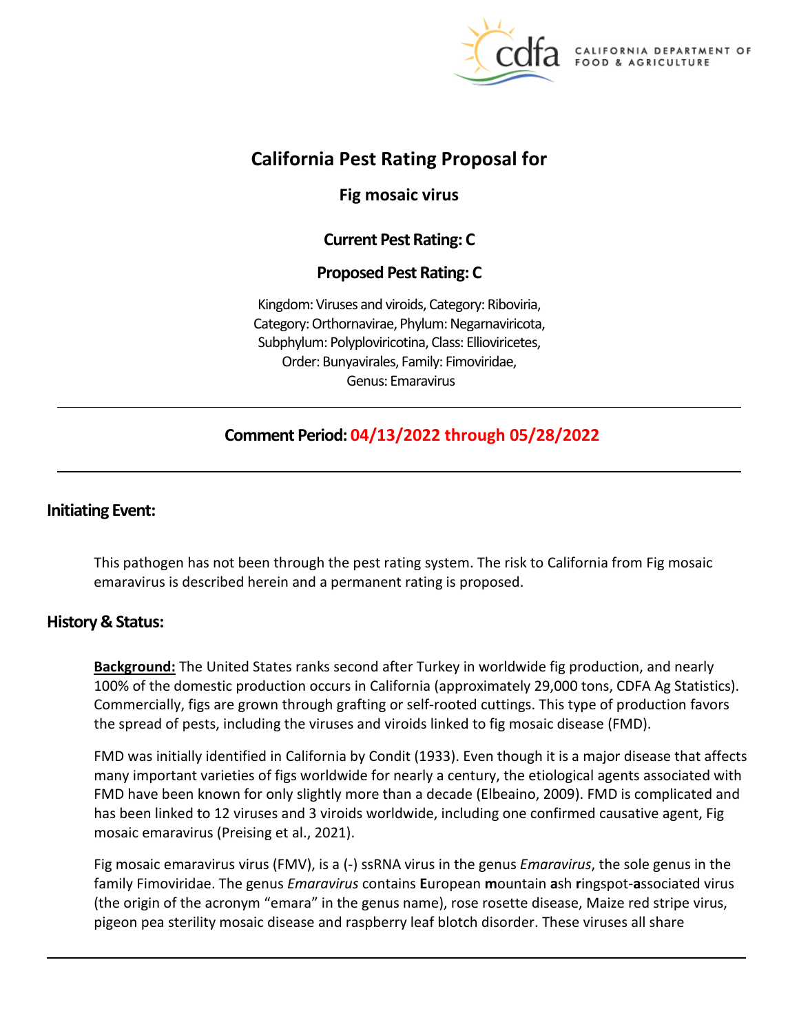# California Pest Rating Proposal for

## Fig mosaic virus

**Current Pest Rating: C**

**Proposed Pest Rating: C**

Kingdom: Viruses and viroids, Category: Riboviria, Category: Orthornavirae, Phylum: Negarnaviricota, Subphylum: Polyploviricotina, Class: Ellioviricetes, Order: Bunyavirales, Family: Fimoviridae, Genus: Emaravirus

---

**Comment Period: 04/13/2022 through 05/28/2022**

---

## Initiating Event:

This pathogen has not been through the pest rating system. The risk to California from Fig mosaic emaravirus is described herein and a permanent rating is proposed.

## History & Status:

**Background:** The United States ranks second after Turkey in worldwide fig production, and nearly 100% of the domestic production occurs in California (approximately 29,000 tons, CDFA Ag Statistics). Commercially, figs are grown through grafting or self-rooted cuttings. This type of production favors the spread of pests, including the viruses and viroids linked to fig mosaic disease (FMD).

FMD was initially identified in California by Condit (1933). Even though it is a major disease that affects many important varieties of figs worldwide for nearly a century, the etiological agents associated with FMD have been known for only slightly more than a decade (Elbeaino, 2009). FMD is complicated and has been linked to 12 viruses and 3 viroids worldwide, including one confirmed causative agent, Fig mosaic emaravirus (Preising et al., 2021).

Fig mosaic emaravirus virus (FMV), is a (-) ssRNA virus in the genus *Emaravirus*, the sole genus in the family Fimoviridae. The genus *Emaravirus* contains **E**uropean **m**ountain **a**sh **r**ingspot-**a**ssociated virus (the origin of the acronym "emara" in the genus name), rose rosette disease, Maize red stripe virus, pigeon pea sterility mosaic disease and raspberry leaf blotch disorder. These viruses all share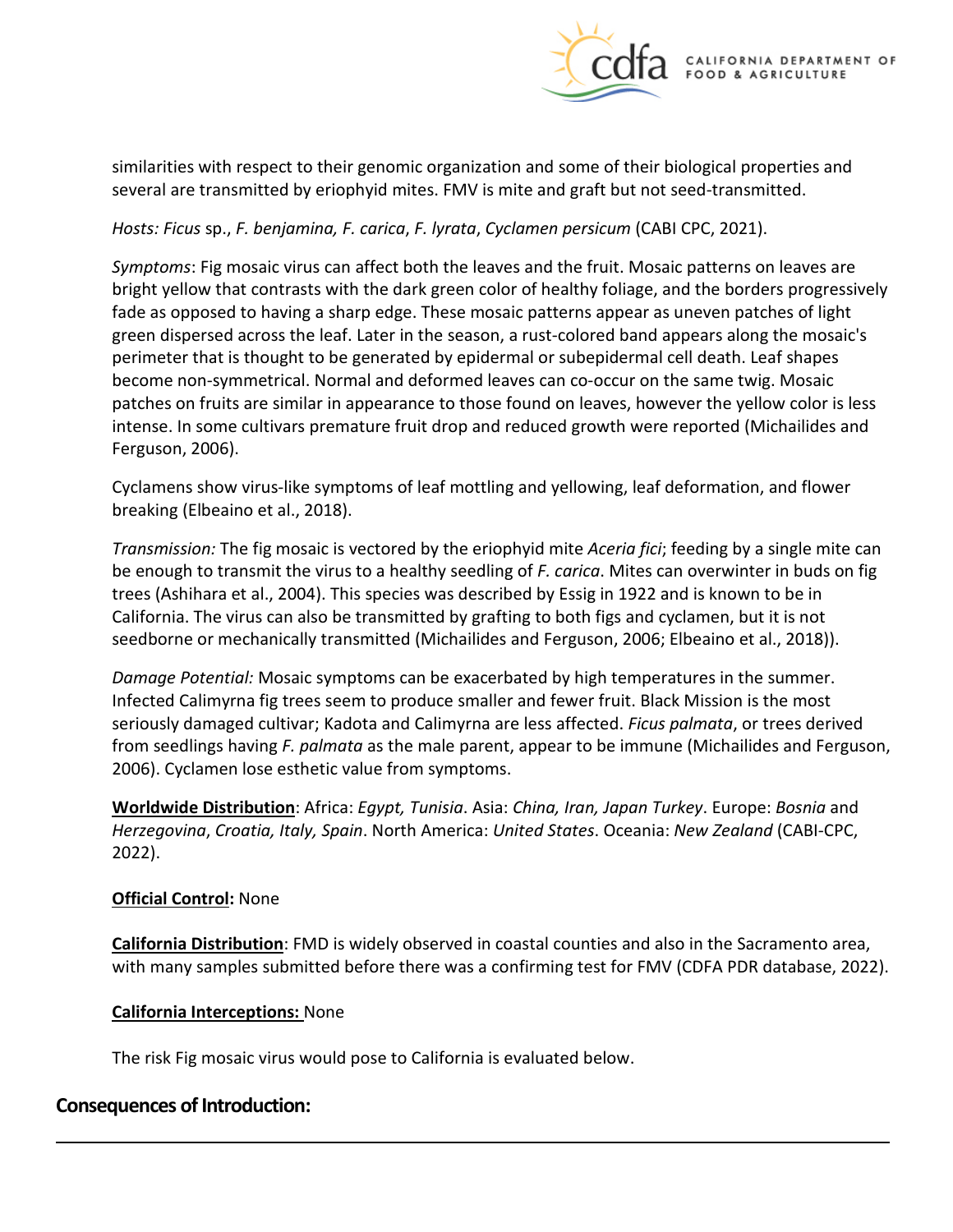similarities with respect to their genomic organization and some of their biological properties and several are transmitted by eriophyid mites. FMV is mite and graft but not seed-transmitted.

*Hosts: Ficus* sp., *F. benjamina, F. carica*, *F. lyrata*, *Cyclamen persicum* (CABI CPC, 2021).

*Symptoms*: Fig mosaic virus can affect both the leaves and the fruit. Mosaic patterns on leaves are bright yellow that contrasts with the dark green color of healthy foliage, and the borders progressively fade as opposed to having a sharp edge. These mosaic patterns appear as uneven patches of light green dispersed across the leaf. Later in the season, a rust-colored band appears along the mosaic's perimeter that is thought to be generated by epidermal or subepidermal cell death. Leaf shapes become non-symmetrical. Normal and deformed leaves can co-occur on the same twig. Mosaic patches on fruits are similar in appearance to those found on leaves, however the yellow color is less intense. In some cultivars premature fruit drop and reduced growth were reported (Michailides and Ferguson, 2006).

Cyclamens show virus-like symptoms of leaf mottling and yellowing, leaf deformation, and flower breaking (Elbeaino et al., 2018).

*Transmission:* The fig mosaic is vectored by the eriophyid mite *Aceria fici*; feeding by a single mite can be enough to transmit the virus to a healthy seedling of *F. carica*. Mites can overwinter in buds on fig trees (Ashihara et al., 2004). This species was described by Essig in 1922 and is known to be in California. The virus can also be transmitted by grafting to both figs and cyclamen, but it is not seedborne or mechanically transmitted (Michailides and Ferguson, 2006; Elbeaino et al., 2018)).

*Damage Potential:* Mosaic symptoms can be exacerbated by high temperatures in the summer. Infected Calimyrna fig trees seem to produce smaller and fewer fruit. Black Mission is the most seriously damaged cultivar; Kadota and Calimyrna are less affected. *Ficus palmata*, or trees derived from seedlings having *F. palmata* as the male parent, appear to be immune (Michailides and Ferguson, 2006). Cyclamen lose esthetic value from symptoms.

**Worldwide Distribution**: Africa: *Egypt, Tunisia*. Asia: *China, Iran, Japan Turkey*. Europe: *Bosnia* and *Herzegovina*, *Croatia, Italy, Spain*. North America: *United States*. Oceania: *New Zealand* (CABI-CPC, 2022).

**Official Control:** None

**California Distribution**: FMD is widely observed in coastal counties and also in the Sacramento area, with many samples submitted before there was a confirming test for FMV (CDFA PDR database, 2022).

**California Interceptions:** None

The risk Fig mosaic virus would pose to California is evaluated below.

## Consequences of Introduction: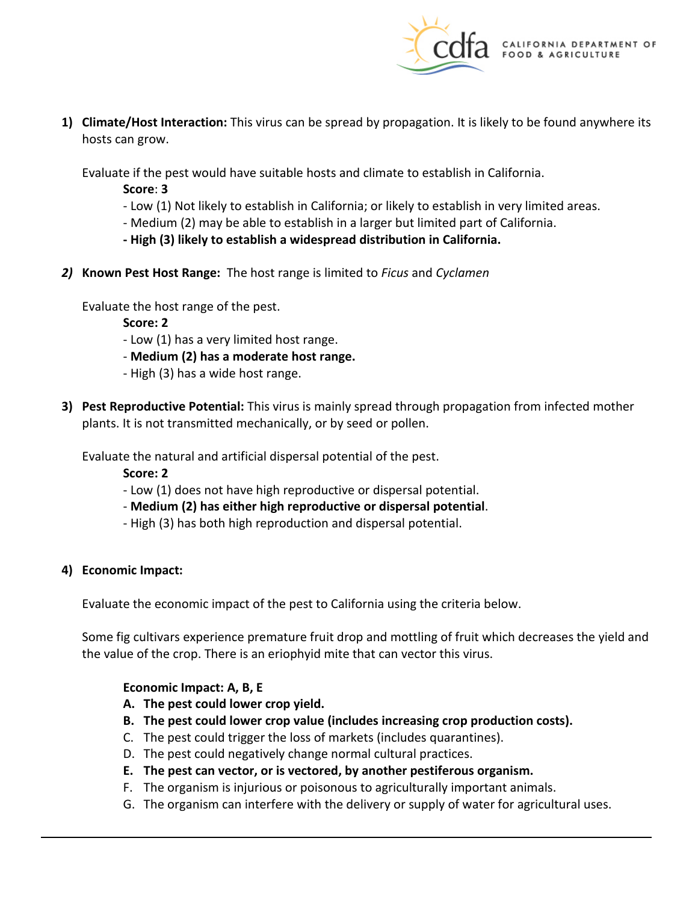1) **Climate/Host Interaction:** This virus can be spread by propagation. It is likely to be found anywhere its hosts can grow.

   Evaluate if the pest would have suitable hosts and climate to establish in California.

   **Score**: **3**

   - Low (1) Not likely to establish in California; or likely to establish in very limited areas.
   - Medium (2) may be able to establish in a larger but limited part of California.
   - **High (3) likely to establish a widespread distribution in California.**

2) **Known Pest Host Range:** The host range is limited to *Ficus* and *Cyclamen*

   Evaluate the host range of the pest.

   **Score: 2**

   - Low (1) has a very limited host range.
   - **Medium (2) has a moderate host range.**
   - High (3) has a wide host range.

3) **Pest Reproductive Potential:** This virus is mainly spread through propagation from infected mother plants. It is not transmitted mechanically, or by seed or pollen.

   Evaluate the natural and artificial dispersal potential of the pest.

   **Score: 2**

   - Low (1) does not have high reproductive or dispersal potential.
   - **Medium (2) has either high reproductive or dispersal potential**.
   - High (3) has both high reproduction and dispersal potential.

4) **Economic Impact:**

   Evaluate the economic impact of the pest to California using the criteria below.

   Some fig cultivars experience premature fruit drop and mottling of fruit which decreases the yield and the value of the crop. There is an eriophyid mite that can vector this virus.

   **Economic Impact: A, B, E**

   A. **The pest could lower crop yield.**
   B. **The pest could lower crop value (includes increasing crop production costs).**
   C. The pest could trigger the loss of markets (includes quarantines).
   D. The pest could negatively change normal cultural practices.
   E. **The pest can vector, or is vectored, by another pestiferous organism.**
   F. The organism is injurious or poisonous to agriculturally important animals.
   G. The organism can interfere with the delivery or supply of water for agricultural uses.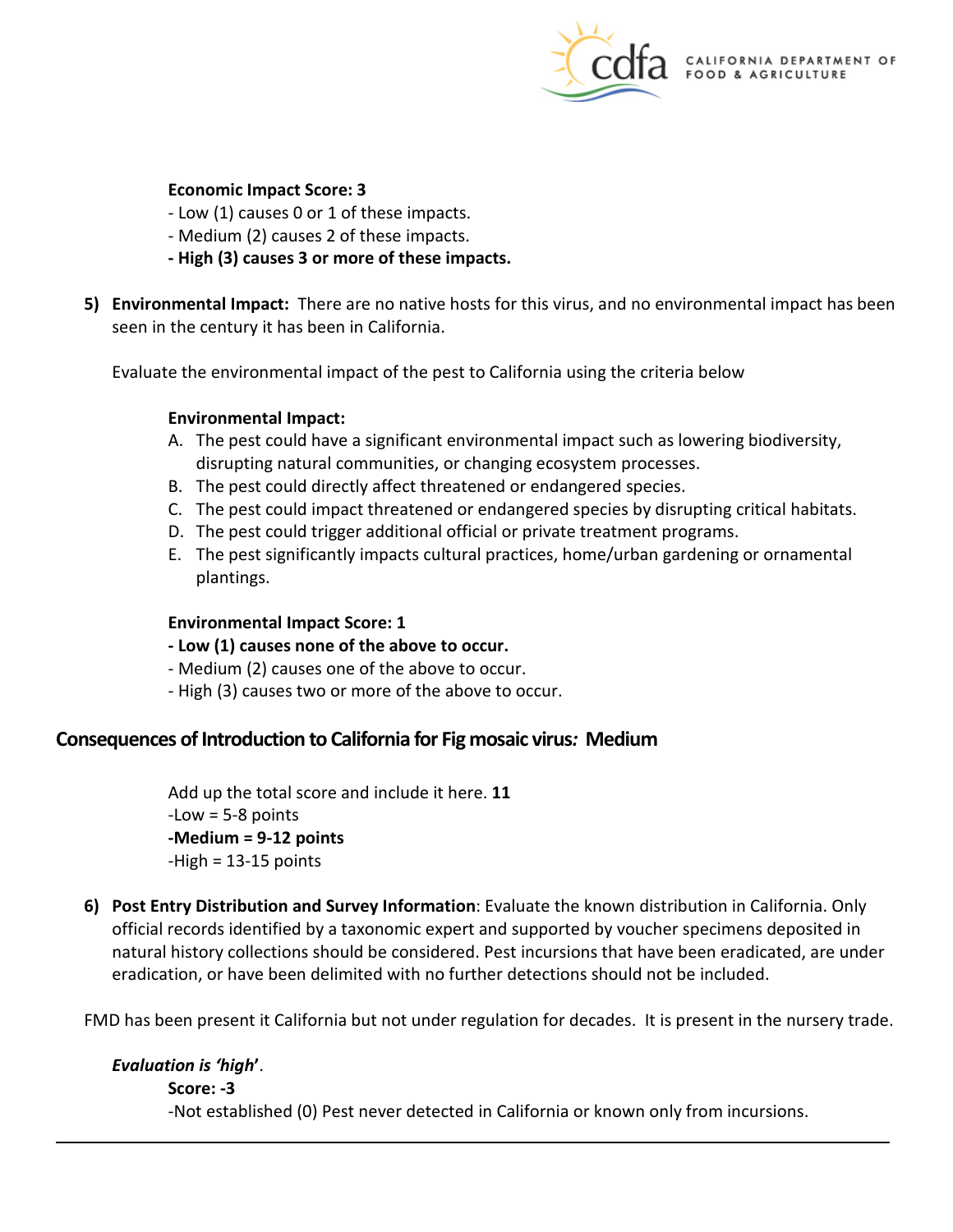**Economic Impact Score: 3**

- Low (1) causes 0 or 1 of these impacts.
- Medium (2) causes 2 of these impacts.
- **High (3) causes 3 or more of these impacts.**

5) **Environmental Impact:** There are no native hosts for this virus, and no environmental impact has been seen in the century it has been in California.

   Evaluate the environmental impact of the pest to California using the criteria below

   **Environmental Impact:**

   A. The pest could have a significant environmental impact such as lowering biodiversity, disrupting natural communities, or changing ecosystem processes.
   B. The pest could directly affect threatened or endangered species.
   C. The pest could impact threatened or endangered species by disrupting critical habitats.
   D. The pest could trigger additional official or private treatment programs.
   E. The pest significantly impacts cultural practices, home/urban gardening or ornamental plantings.

   **Environmental Impact Score: 1**

   - **Low (1) causes none of the above to occur.**
   - Medium (2) causes one of the above to occur.
   - High (3) causes two or more of the above to occur.

## Consequences of Introduction to California for Fig mosaic virus*:* Medium

Add up the total score and include it here. **11**

-Low = 5-8 points

**-Medium = 9-12 points**

-High = 13-15 points

6) **Post Entry Distribution and Survey Information**: Evaluate the known distribution in California. Only official records identified by a taxonomic expert and supported by voucher specimens deposited in natural history collections should be considered. Pest incursions that have been eradicated, are under eradication, or have been delimited with no further detections should not be included.

FMD has been present it California but not under regulation for decades. It is present in the nursery trade.

***Evaluation is 'high'***.

**Score: -3**

-Not established (0) Pest never detected in California or known only from incursions.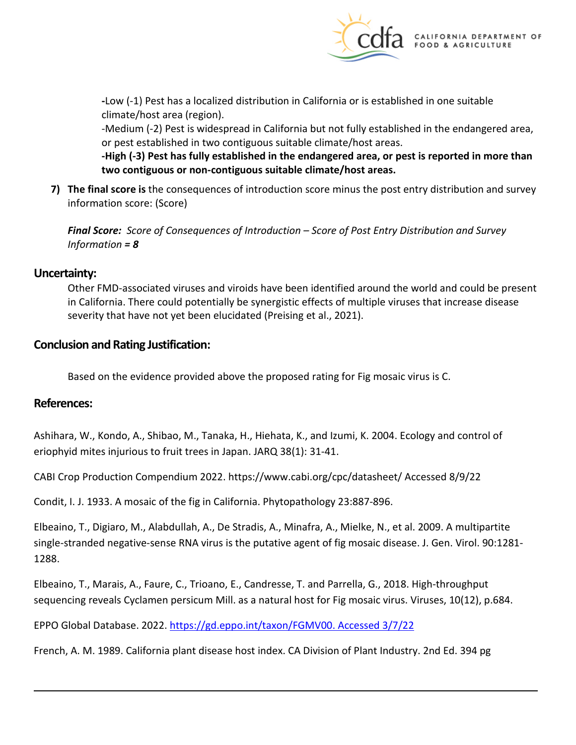-Low (-1) Pest has a localized distribution in California or is established in one suitable climate/host area (region).

-Medium (-2) Pest is widespread in California but not fully established in the endangered area, or pest established in two contiguous suitable climate/host areas.

**-High (-3) Pest has fully established in the endangered area, or pest is reported in more than two contiguous or non-contiguous suitable climate/host areas.**

7) **The final score is** the consequences of introduction score minus the post entry distribution and survey information score: (Score)

***Final Score:*** *Score of Consequences of Introduction – Score of Post Entry Distribution and Survey Information* ***= 8***

## Uncertainty:

Other FMD-associated viruses and viroids have been identified around the world and could be present in California. There could potentially be synergistic effects of multiple viruses that increase disease severity that have not yet been elucidated (Preising et al., 2021).

## Conclusion and Rating Justification:

Based on the evidence provided above the proposed rating for Fig mosaic virus is C.

## References:

Ashihara, W., Kondo, A., Shibao, M., Tanaka, H., Hiehata, K., and Izumi, K. 2004. Ecology and control of eriophyid mites injurious to fruit trees in Japan. JARQ 38(1): 31-41.

CABI Crop Production Compendium 2022. https://www.cabi.org/cpc/datasheet/ Accessed 8/9/22

Condit, I. J. 1933. A mosaic of the fig in California. Phytopathology 23:887-896.

Elbeaino, T., Digiaro, M., Alabdullah, A., De Stradis, A., Minafra, A., Mielke, N., et al. 2009. A multipartite single-stranded negative-sense RNA virus is the putative agent of fig mosaic disease. J. Gen. Virol. 90:1281-1288.

Elbeaino, T., Marais, A., Faure, C., Trioano, E., Candresse, T. and Parrella, G., 2018. High-throughput sequencing reveals Cyclamen persicum Mill. as a natural host for Fig mosaic virus. Viruses, 10(12), p.684.

EPPO Global Database. 2022. https://gd.eppo.int/taxon/FGMV00. Accessed 3/7/22

French, A. M. 1989. California plant disease host index. CA Division of Plant Industry. 2nd Ed. 394 pg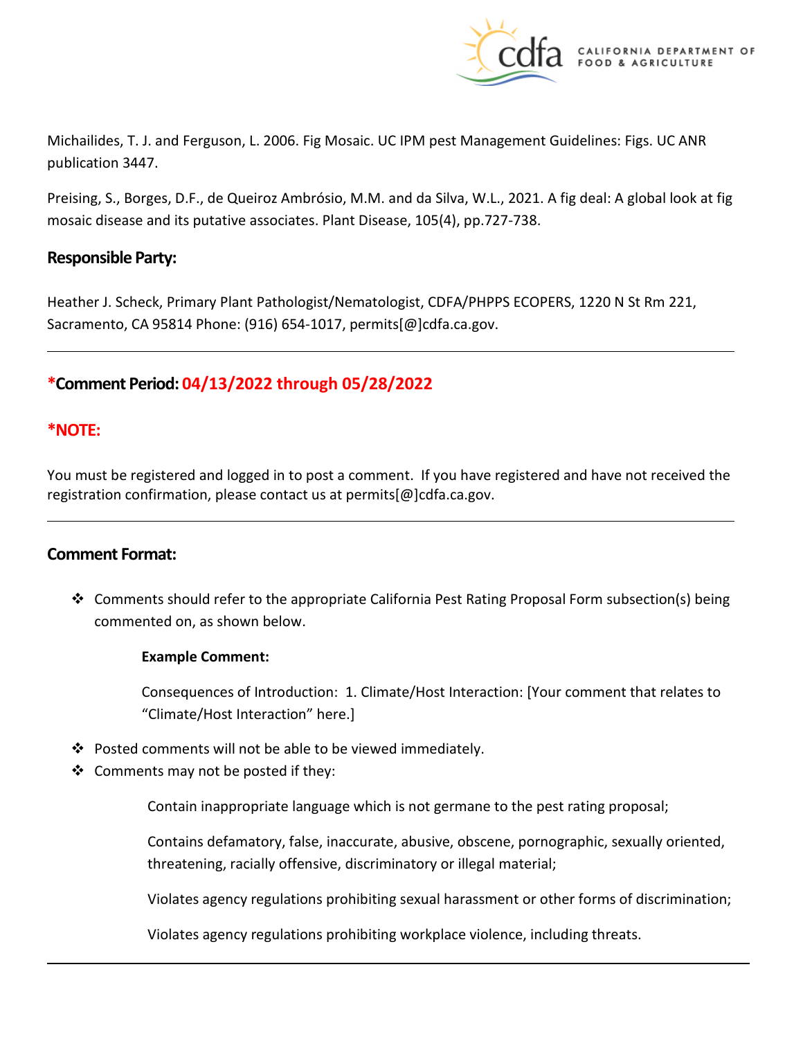Michailides, T. J. and Ferguson, L. 2006. Fig Mosaic. UC IPM pest Management Guidelines: Figs. UC ANR publication 3447.

Preising, S., Borges, D.F., de Queiroz Ambrósio, M.M. and da Silva, W.L., 2021. A fig deal: A global look at fig mosaic disease and its putative associates. Plant Disease, 105(4), pp.727-738.

## Responsible Party:

Heather J. Scheck, Primary Plant Pathologist/Nematologist, CDFA/PHPPS ECOPERS, 1220 N St Rm 221, Sacramento, CA 95814 Phone: (916) 654-1017, permits[@]cdfa.ca.gov.

---

## *Comment Period: 04/13/2022 through 05/28/2022

## *NOTE:

You must be registered and logged in to post a comment. If you have registered and have not received the registration confirmation, please contact us at permits[@]cdfa.ca.gov.

---

## Comment Format:

- Comments should refer to the appropriate California Pest Rating Proposal Form subsection(s) being commented on, as shown below.

  **Example Comment:**

  Consequences of Introduction: 1. Climate/Host Interaction: [Your comment that relates to "Climate/Host Interaction" here.]

- Posted comments will not be able to be viewed immediately.
- Comments may not be posted if they:

  Contain inappropriate language which is not germane to the pest rating proposal;

  Contains defamatory, false, inaccurate, abusive, obscene, pornographic, sexually oriented, threatening, racially offensive, discriminatory or illegal material;

  Violates agency regulations prohibiting sexual harassment or other forms of discrimination;

  Violates agency regulations prohibiting workplace violence, including threats.

---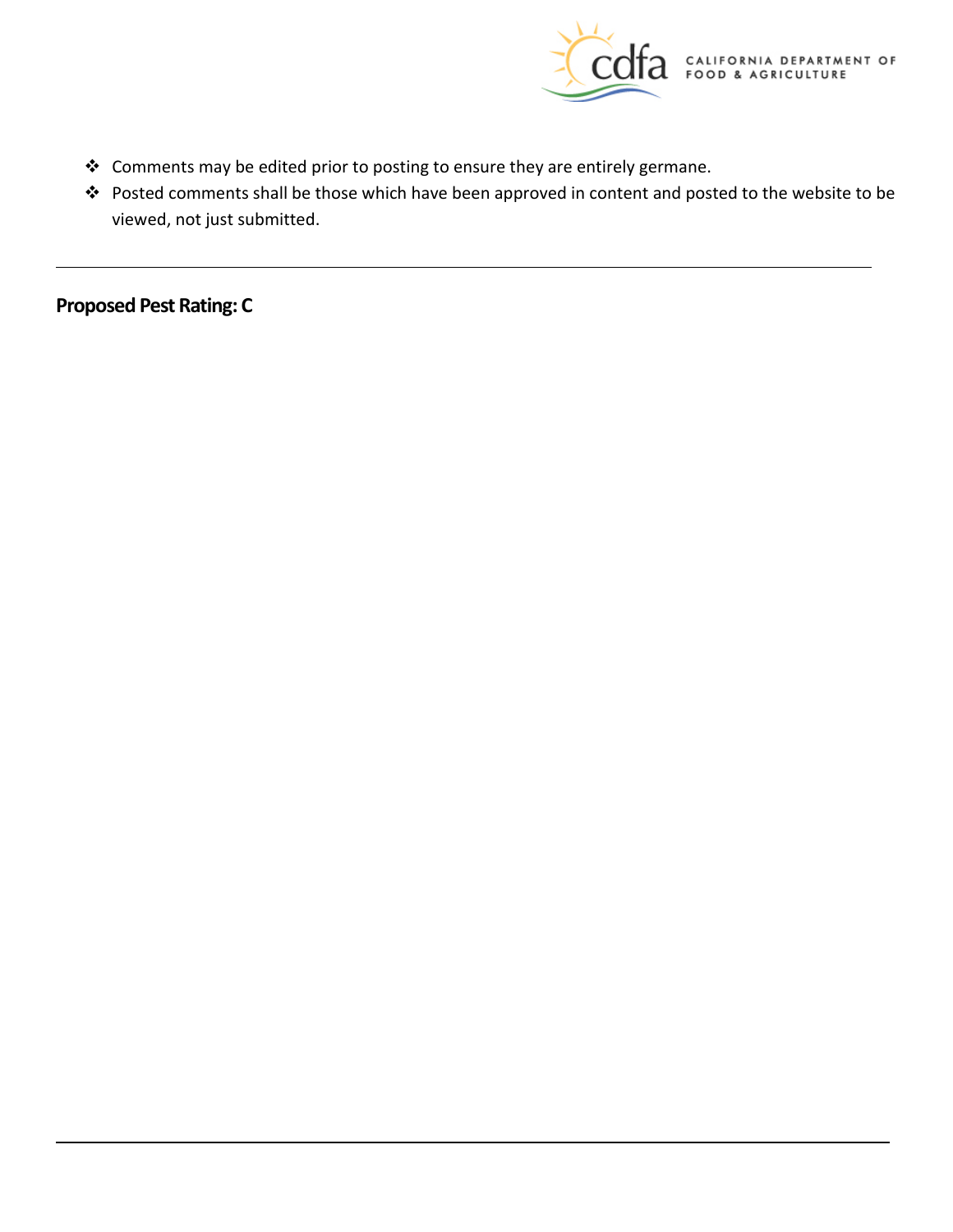- ❖ Comments may be edited prior to posting to ensure they are entirely germane.
- ❖ Posted comments shall be those which have been approved in content and posted to the website to be viewed, not just submitted.

---

**Proposed Pest Rating: C**